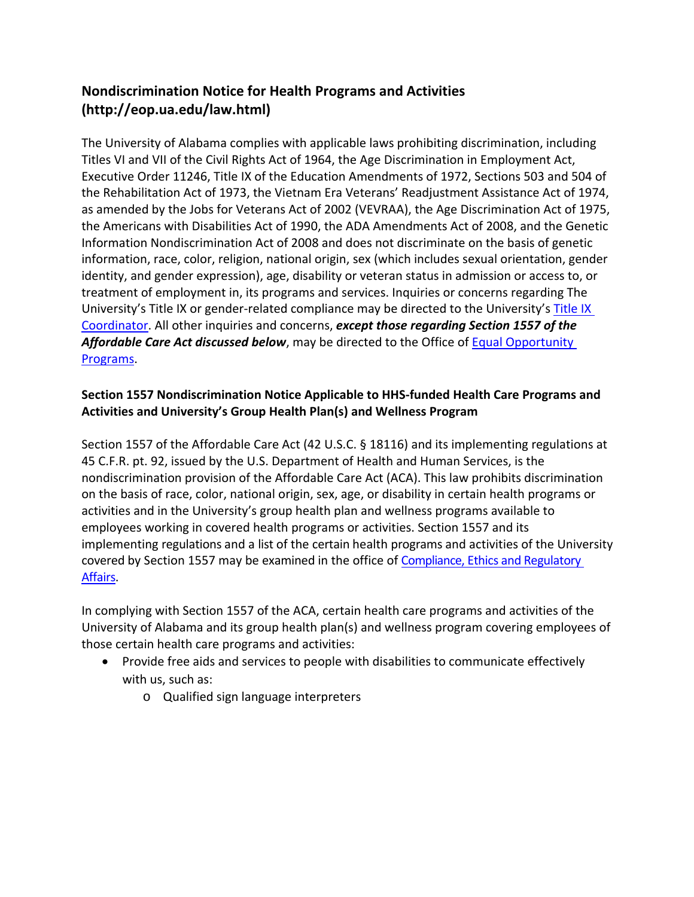## Nondiscrimination Notice for Health Programs and Activities (http://eop.ua.edu/law.html)

The University of Alabama complies with applicable laws prohibiting discrimination, including Titles VI and VII of the Civil Rights Act of 1964, the Age Discrimination in Employment Act, Executive Order 11246, Title IX of the Education Amendments of 1972, Sections 503 and 504 of the Rehabilitation Act of 1973, the Vietnam Era Veterans' Readjustment Assistance Act of 1974, as amended by the Jobs for Veterans Act of 2002 (VEVRAA), the Age Discrimination Act of 1975, the Americans with Disabilities Act of 1990, the ADA Amendments Act of 2008, and the Genetic Information Nondiscrimination Act of 2008 and does not discriminate on the basis of genetic information, race, color, religion, national origin, sex (which includes sexual orientation, gender identity, and gender expression), age, disability or veteran status in admission or access to, or treatment of employment in, its programs and services. Inquiries or concerns regarding The University's Title IX or gender-related compliance may be directed to the University's Title IX Coordinator. All other inquiries and concerns, ***except those regarding Section 1557 of the Affordable Care Act discussed below***, may be directed to the Office of Equal Opportunity Programs.

### Section 1557 Nondiscrimination Notice Applicable to HHS-funded Health Care Programs and Activities and University's Group Health Plan(s) and Wellness Program

Section 1557 of the Affordable Care Act (42 U.S.C. § 18116) and its implementing regulations at 45 C.F.R. pt. 92, issued by the U.S. Department of Health and Human Services, is the nondiscrimination provision of the Affordable Care Act (ACA). This law prohibits discrimination on the basis of race, color, national origin, sex, age, or disability in certain health programs or activities and in the University's group health plan and wellness programs available to employees working in covered health programs or activities. Section 1557 and its implementing regulations and a list of the certain health programs and activities of the University covered by Section 1557 may be examined in the office of Compliance, Ethics and Regulatory Affairs.

In complying with Section 1557 of the ACA, certain health care programs and activities of the University of Alabama and its group health plan(s) and wellness program covering employees of those certain health care programs and activities:

- Provide free aids and services to people with disabilities to communicate effectively with us, such as:
  - Qualified sign language interpreters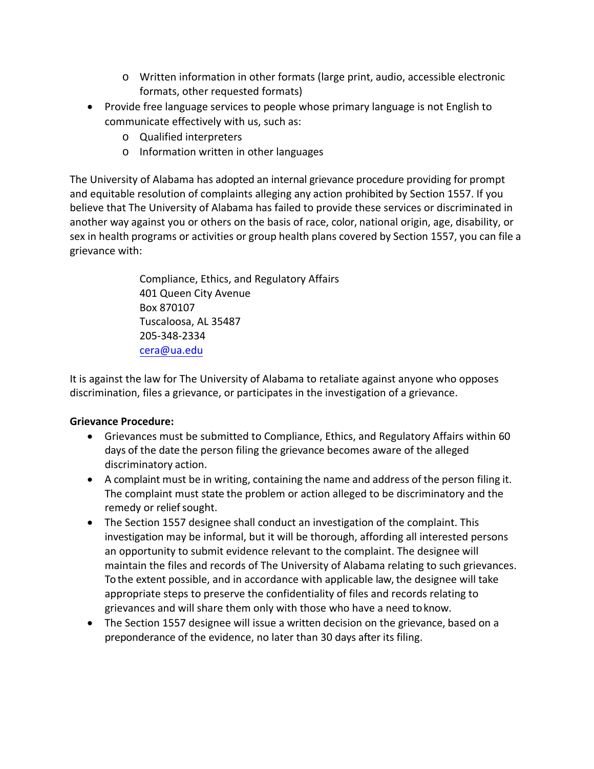- Written information in other formats (large print, audio, accessible electronic formats, other requested formats)
- Provide free language services to people whose primary language is not English to communicate effectively with us, such as:
    - Qualified interpreters
    - Information written in other languages

The University of Alabama has adopted an internal grievance procedure providing for prompt and equitable resolution of complaints alleging any action prohibited by Section 1557. If you believe that The University of Alabama has failed to provide these services or discriminated in another way against you or others on the basis of race, color, national origin, age, disability, or sex in health programs or activities or group health plans covered by Section 1557, you can file a grievance with:

> Compliance, Ethics, and Regulatory Affairs
> 401 Queen City Avenue
> Box 870107
> Tuscaloosa, AL 35487
> 205-348-2334
> cera@ua.edu

It is against the law for The University of Alabama to retaliate against anyone who opposes discrimination, files a grievance, or participates in the investigation of a grievance.

**Grievance Procedure:**

- Grievances must be submitted to Compliance, Ethics, and Regulatory Affairs within 60 days of the date the person filing the grievance becomes aware of the alleged discriminatory action.
- A complaint must be in writing, containing the name and address of the person filing it. The complaint must state the problem or action alleged to be discriminatory and the remedy or relief sought.
- The Section 1557 designee shall conduct an investigation of the complaint. This investigation may be informal, but it will be thorough, affording all interested persons an opportunity to submit evidence relevant to the complaint. The designee will maintain the files and records of The University of Alabama relating to such grievances. To the extent possible, and in accordance with applicable law, the designee will take appropriate steps to preserve the confidentiality of files and records relating to grievances and will share them only with those who have a need to know.
- The Section 1557 designee will issue a written decision on the grievance, based on a preponderance of the evidence, no later than 30 days after its filing.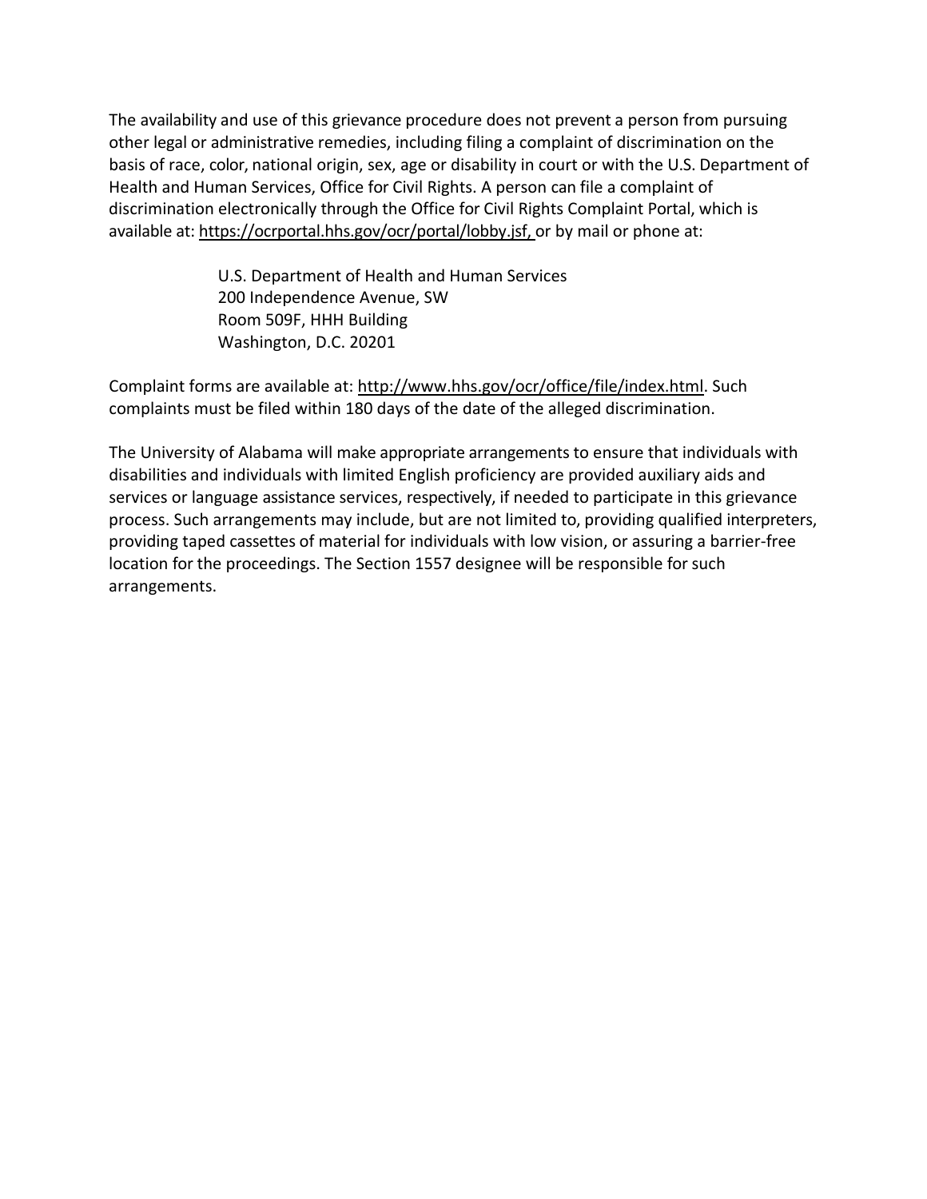The availability and use of this grievance procedure does not prevent a person from pursuing other legal or administrative remedies, including filing a complaint of discrimination on the basis of race, color, national origin, sex, age or disability in court or with the U.S. Department of Health and Human Services, Office for Civil Rights. A person can file a complaint of discrimination electronically through the Office for Civil Rights Complaint Portal, which is available at: https://ocrportal.hhs.gov/ocr/portal/lobby.jsf, or by mail or phone at:

U.S. Department of Health and Human Services
200 Independence Avenue, SW
Room 509F, HHH Building
Washington, D.C. 20201

Complaint forms are available at: http://www.hhs.gov/ocr/office/file/index.html. Such complaints must be filed within 180 days of the date of the alleged discrimination.

The University of Alabama will make appropriate arrangements to ensure that individuals with disabilities and individuals with limited English proficiency are provided auxiliary aids and services or language assistance services, respectively, if needed to participate in this grievance process. Such arrangements may include, but are not limited to, providing qualified interpreters, providing taped cassettes of material for individuals with low vision, or assuring a barrier-free location for the proceedings. The Section 1557 designee will be responsible for such arrangements.